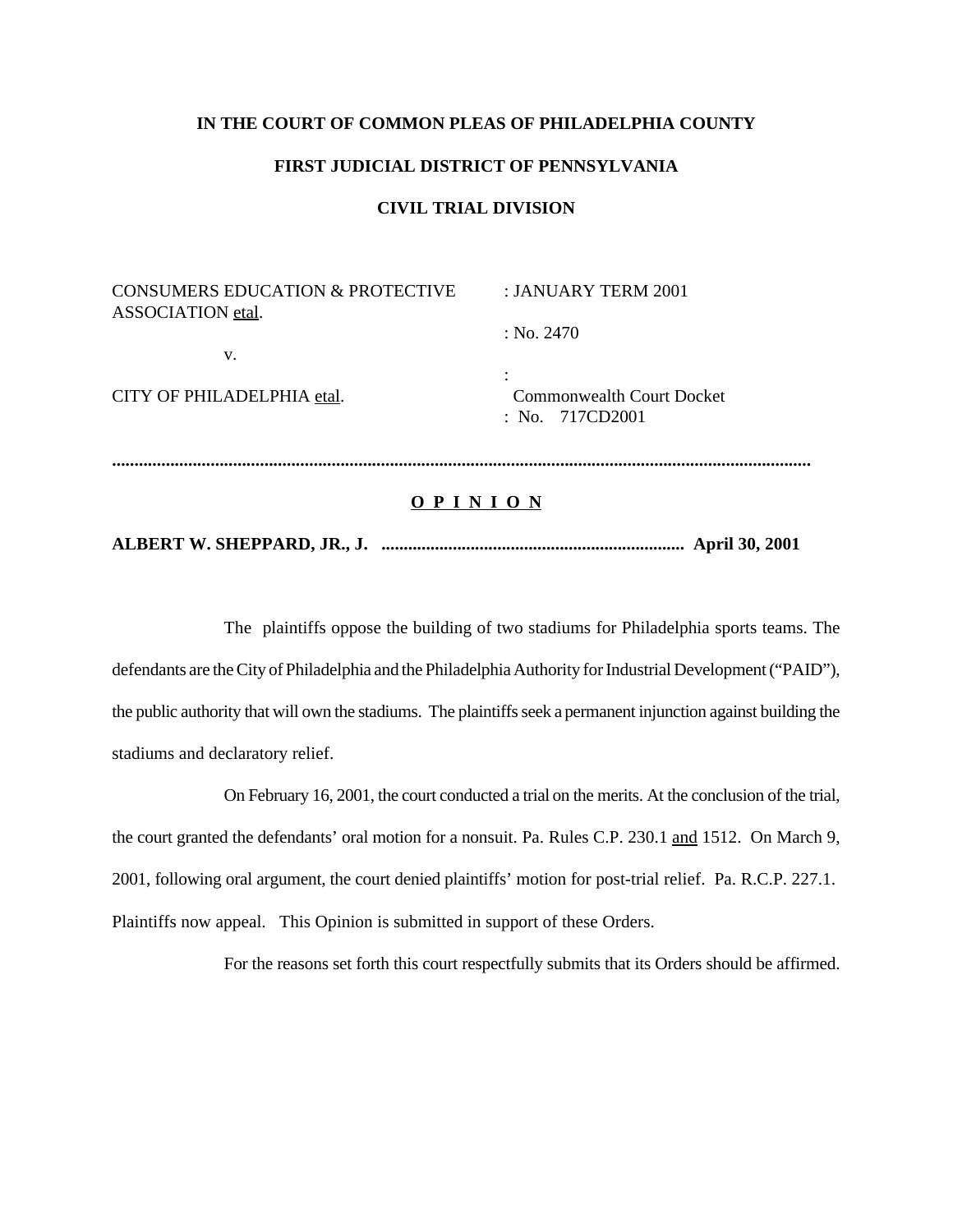**IN THE COURT OF COMMON PLEAS OF PHILADELPHIA COUNTY**

**FIRST JUDICIAL DISTRICT OF PENNSYLVANIA**

**CIVIL TRIAL DIVISION**

| | |
|---|---|
| CONSUMERS EDUCATION & PROTECTIVE ASSOCIATION etal. | : JANUARY TERM 2001 |
| | : No. 2470 |
| v. | |
| | : |
| CITY OF PHILADELPHIA etal. | Commonwealth Court Docket |
| | : No. 717CD2001 |

........................................................................................................................................................

**O P I N I O N**

**ALBERT W. SHEPPARD, JR., J. .................................................................... April 30, 2001**

The plaintiffs oppose the building of two stadiums for Philadelphia sports teams. The defendants are the City of Philadelphia and the Philadelphia Authority for Industrial Development ("PAID"), the public authority that will own the stadiums. The plaintiffs seek a permanent injunction against building the stadiums and declaratory relief.

On February 16, 2001, the court conducted a trial on the merits. At the conclusion of the trial, the court granted the defendants' oral motion for a nonsuit. Pa. Rules C.P. 230.1 and 1512. On March 9, 2001, following oral argument, the court denied plaintiffs' motion for post-trial relief. Pa. R.C.P. 227.1. Plaintiffs now appeal. This Opinion is submitted in support of these Orders.

For the reasons set forth this court respectfully submits that its Orders should be affirmed.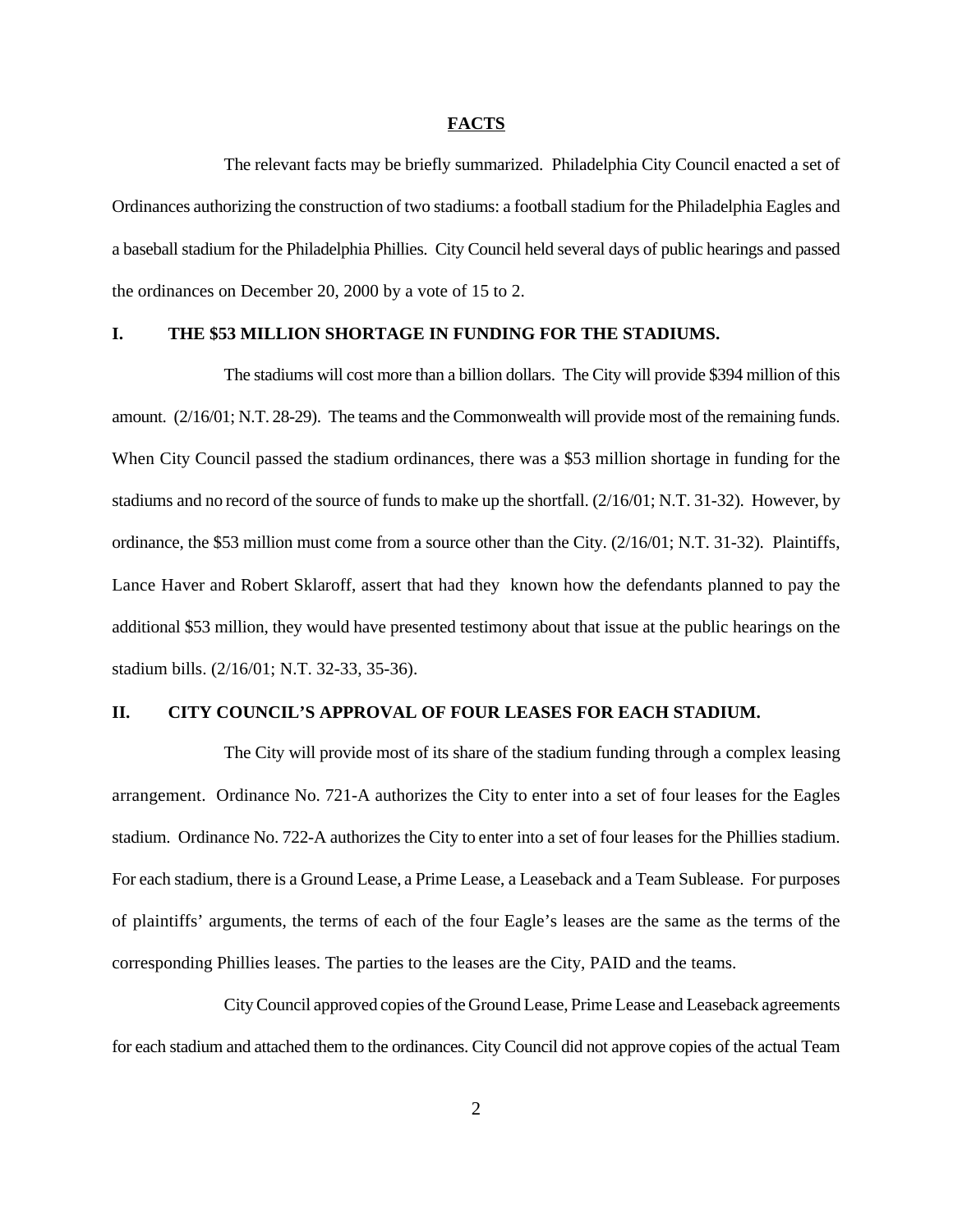## FACTS

The relevant facts may be briefly summarized. Philadelphia City Council enacted a set of Ordinances authorizing the construction of two stadiums: a football stadium for the Philadelphia Eagles and a baseball stadium for the Philadelphia Phillies. City Council held several days of public hearings and passed the ordinances on December 20, 2000 by a vote of 15 to 2.

### I. THE $53 MILLION SHORTAGE IN FUNDING FOR THE STADIUMS.

The stadiums will cost more than a billion dollars. The City will provide $394 million of this amount. (2/16/01; N.T. 28-29). The teams and the Commonwealth will provide most of the remaining funds. When City Council passed the stadium ordinances, there was a $53 million shortage in funding for the stadiums and no record of the source of funds to make up the shortfall. (2/16/01; N.T. 31-32). However, by ordinance, the $53 million must come from a source other than the City. (2/16/01; N.T. 31-32). Plaintiffs, Lance Haver and Robert Sklaroff, assert that had they known how the defendants planned to pay the additional $53 million, they would have presented testimony about that issue at the public hearings on the stadium bills. (2/16/01; N.T. 32-33, 35-36).

### II. CITY COUNCIL'S APPROVAL OF FOUR LEASES FOR EACH STADIUM.

The City will provide most of its share of the stadium funding through a complex leasing arrangement. Ordinance No. 721-A authorizes the City to enter into a set of four leases for the Eagles stadium. Ordinance No. 722-A authorizes the City to enter into a set of four leases for the Phillies stadium. For each stadium, there is a Ground Lease, a Prime Lease, a Leaseback and a Team Sublease. For purposes of plaintiffs' arguments, the terms of each of the four Eagle's leases are the same as the terms of the corresponding Phillies leases. The parties to the leases are the City, PAID and the teams.

City Council approved copies of the Ground Lease, Prime Lease and Leaseback agreements for each stadium and attached them to the ordinances. City Council did not approve copies of the actual Team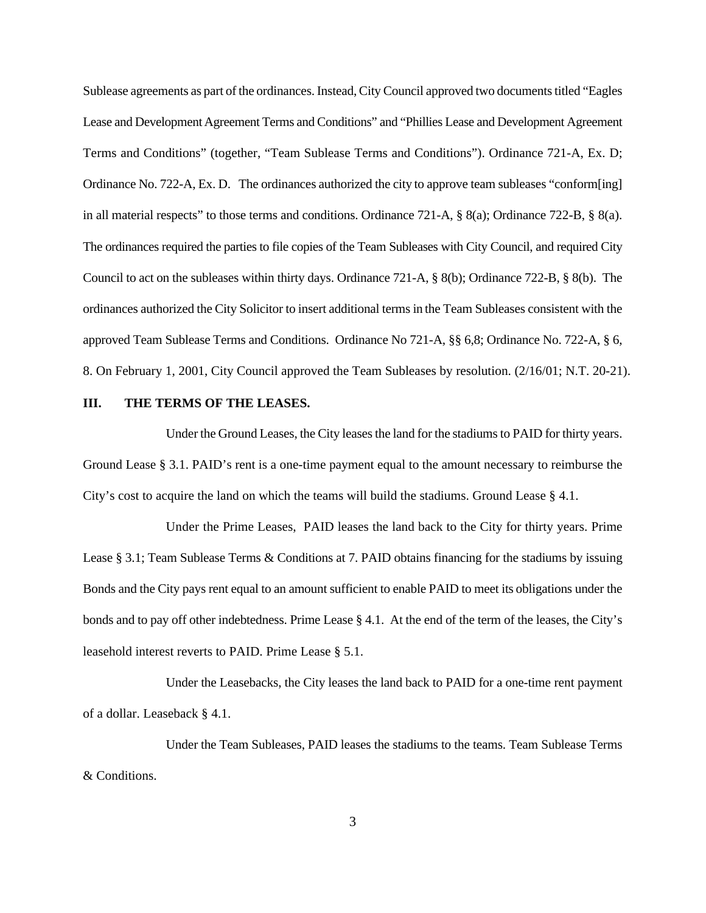Sublease agreements as part of the ordinances. Instead, City Council approved two documents titled "Eagles Lease and Development Agreement Terms and Conditions" and "Phillies Lease and Development Agreement Terms and Conditions" (together, "Team Sublease Terms and Conditions"). Ordinance 721-A, Ex. D; Ordinance No. 722-A, Ex. D. The ordinances authorized the city to approve team subleases "conform[ing] in all material respects" to those terms and conditions. Ordinance 721-A, § 8(a); Ordinance 722-B, § 8(a). The ordinances required the parties to file copies of the Team Subleases with City Council, and required City Council to act on the subleases within thirty days. Ordinance 721-A, § 8(b); Ordinance 722-B, § 8(b). The ordinances authorized the City Solicitor to insert additional terms in the Team Subleases consistent with the approved Team Sublease Terms and Conditions. Ordinance No 721-A, §§ 6,8; Ordinance No. 722-A, § 6, 8. On February 1, 2001, City Council approved the Team Subleases by resolution. (2/16/01; N.T. 20-21).

## III. THE TERMS OF THE LEASES.

Under the Ground Leases, the City leases the land for the stadiums to PAID for thirty years. Ground Lease § 3.1. PAID's rent is a one-time payment equal to the amount necessary to reimburse the City's cost to acquire the land on which the teams will build the stadiums. Ground Lease § 4.1.

Under the Prime Leases, PAID leases the land back to the City for thirty years. Prime Lease § 3.1; Team Sublease Terms & Conditions at 7. PAID obtains financing for the stadiums by issuing Bonds and the City pays rent equal to an amount sufficient to enable PAID to meet its obligations under the bonds and to pay off other indebtedness. Prime Lease § 4.1. At the end of the term of the leases, the City's leasehold interest reverts to PAID. Prime Lease § 5.1.

Under the Leasebacks, the City leases the land back to PAID for a one-time rent payment of a dollar. Leaseback § 4.1.

Under the Team Subleases, PAID leases the stadiums to the teams. Team Sublease Terms & Conditions.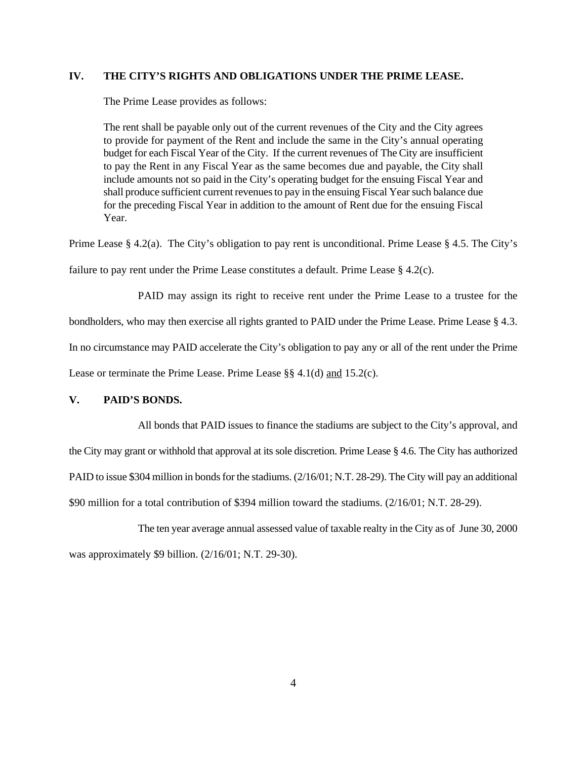## IV. THE CITY'S RIGHTS AND OBLIGATIONS UNDER THE PRIME LEASE.

The Prime Lease provides as follows:

> The rent shall be payable only out of the current revenues of the City and the City agrees to provide for payment of the Rent and include the same in the City's annual operating budget for each Fiscal Year of the City. If the current revenues of The City are insufficient to pay the Rent in any Fiscal Year as the same becomes due and payable, the City shall include amounts not so paid in the City's operating budget for the ensuing Fiscal Year and shall produce sufficient current revenues to pay in the ensuing Fiscal Year such balance due for the preceding Fiscal Year in addition to the amount of Rent due for the ensuing Fiscal Year.

Prime Lease § 4.2(a). The City's obligation to pay rent is unconditional. Prime Lease § 4.5. The City's failure to pay rent under the Prime Lease constitutes a default. Prime Lease § 4.2(c).

PAID may assign its right to receive rent under the Prime Lease to a trustee for the bondholders, who may then exercise all rights granted to PAID under the Prime Lease. Prime Lease § 4.3. In no circumstance may PAID accelerate the City's obligation to pay any or all of the rent under the Prime Lease or terminate the Prime Lease. Prime Lease §§ 4.1(d) <u>and</u> 15.2(c).

## V. PAID'S BONDS.

All bonds that PAID issues to finance the stadiums are subject to the City's approval, and the City may grant or withhold that approval at its sole discretion. Prime Lease § 4.6. The City has authorized PAID to issue $304 million in bonds for the stadiums. (2/16/01; N.T. 28-29). The City will pay an additional $90 million for a total contribution of $394 million toward the stadiums. (2/16/01; N.T. 28-29).

The ten year average annual assessed value of taxable realty in the City as of June 30, 2000 was approximately $9 billion. (2/16/01; N.T. 29-30).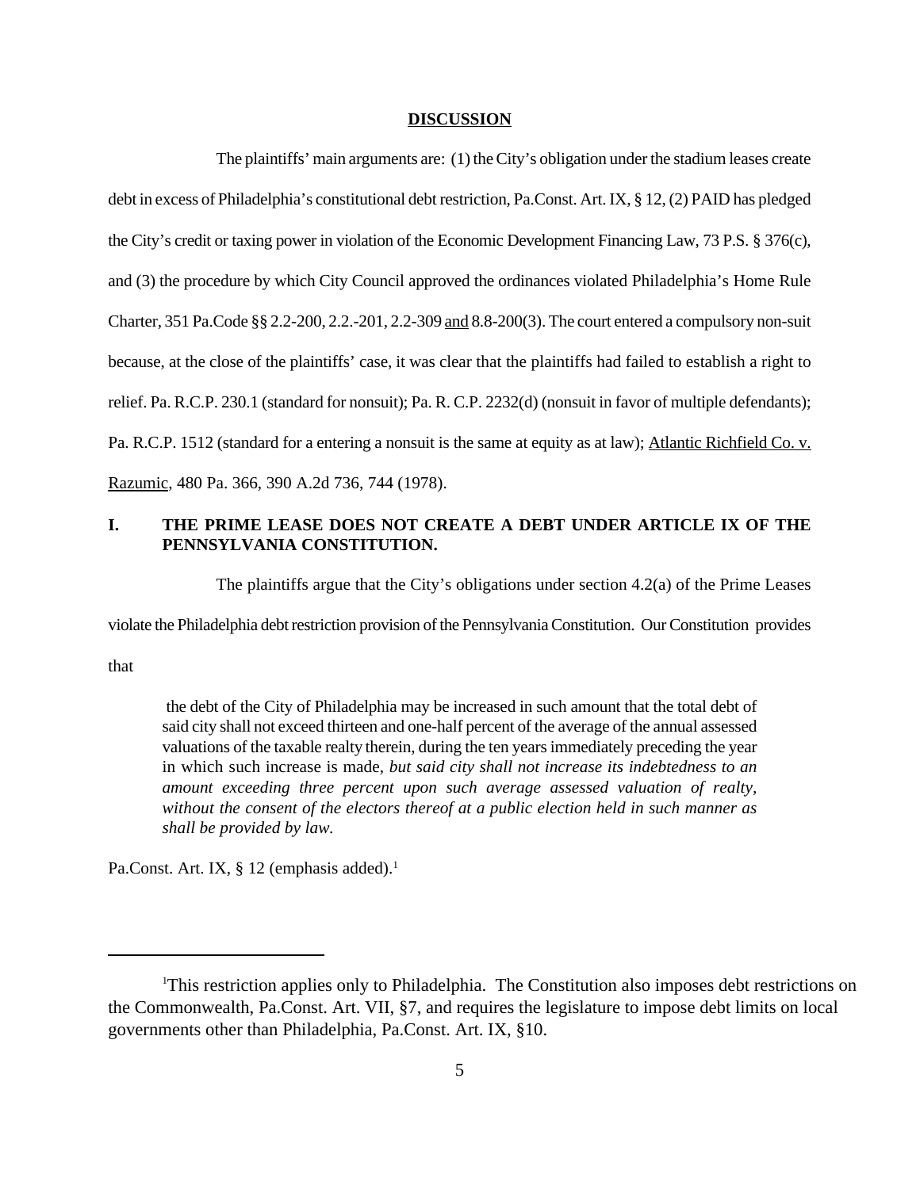## DISCUSSION

The plaintiffs' main arguments are: (1) the City's obligation under the stadium leases create debt in excess of Philadelphia's constitutional debt restriction, Pa.Const. Art. IX, § 12, (2) PAID has pledged the City's credit or taxing power in violation of the Economic Development Financing Law, 73 P.S. § 376(c), and (3) the procedure by which City Council approved the ordinances violated Philadelphia's Home Rule Charter, 351 Pa.Code §§ 2.2-200, 2.2.-201, 2.2-309 and 8.8-200(3). The court entered a compulsory non-suit because, at the close of the plaintiffs' case, it was clear that the plaintiffs had failed to establish a right to relief. Pa. R.C.P. 230.1 (standard for nonsuit); Pa. R. C.P. 2232(d) (nonsuit in favor of multiple defendants); Pa. R.C.P. 1512 (standard for a entering a nonsuit is the same at equity as at law); Atlantic Richfield Co. v. Razumic, 480 Pa. 366, 390 A.2d 736, 744 (1978).

### I. THE PRIME LEASE DOES NOT CREATE A DEBT UNDER ARTICLE IX OF THE PENNSYLVANIA CONSTITUTION.

The plaintiffs argue that the City's obligations under section 4.2(a) of the Prime Leases violate the Philadelphia debt restriction provision of the Pennsylvania Constitution. Our Constitution provides that

> the debt of the City of Philadelphia may be increased in such amount that the total debt of said city shall not exceed thirteen and one-half percent of the average of the annual assessed valuations of the taxable realty therein, during the ten years immediately preceding the year in which such increase is made, *but said city shall not increase its indebtedness to an amount exceeding three percent upon such average assessed valuation of realty, without the consent of the electors thereof at a public election held in such manner as shall be provided by law.*

Pa.Const. Art. IX, § 12 (emphasis added).[1]

---

[1]This restriction applies only to Philadelphia. The Constitution also imposes debt restrictions on the Commonwealth, Pa.Const. Art. VII, §7, and requires the legislature to impose debt limits on local governments other than Philadelphia, Pa.Const. Art. IX, §10.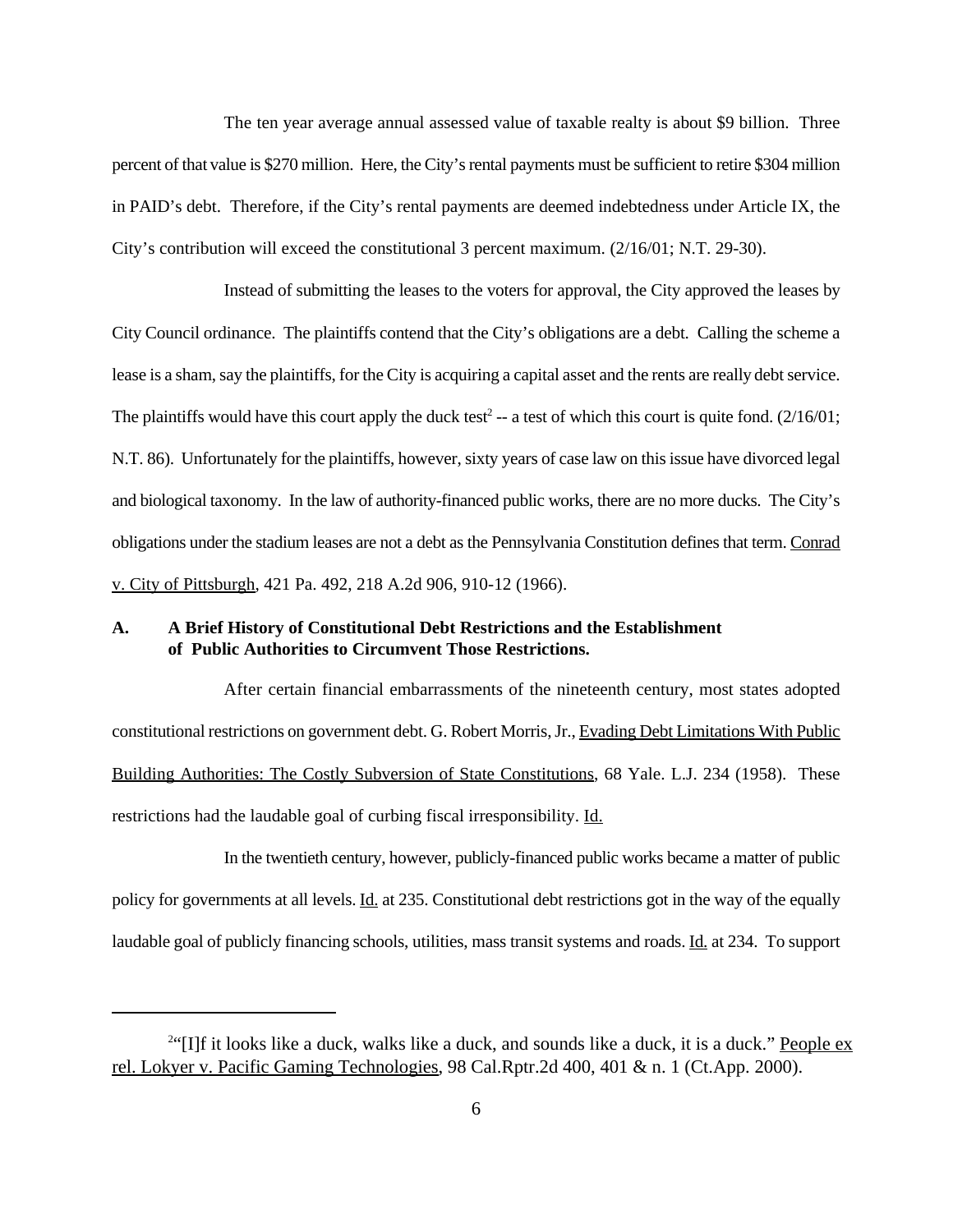The ten year average annual assessed value of taxable realty is about $9 billion. Three percent of that value is $270 million. Here, the City's rental payments must be sufficient to retire $304 million in PAID's debt. Therefore, if the City's rental payments are deemed indebtedness under Article IX, the City's contribution will exceed the constitutional 3 percent maximum. (2/16/01; N.T. 29-30).

Instead of submitting the leases to the voters for approval, the City approved the leases by City Council ordinance. The plaintiffs contend that the City's obligations are a debt. Calling the scheme a lease is a sham, say the plaintiffs, for the City is acquiring a capital asset and the rents are really debt service. The plaintiffs would have this court apply the duck test[2] -- a test of which this court is quite fond. (2/16/01; N.T. 86). Unfortunately for the plaintiffs, however, sixty years of case law on this issue have divorced legal and biological taxonomy. In the law of authority-financed public works, there are no more ducks. The City's obligations under the stadium leases are not a debt as the Pennsylvania Constitution defines that term. Conrad v. City of Pittsburgh, 421 Pa. 492, 218 A.2d 906, 910-12 (1966).

### A. A Brief History of Constitutional Debt Restrictions and the Establishment of Public Authorities to Circumvent Those Restrictions.

After certain financial embarrassments of the nineteenth century, most states adopted constitutional restrictions on government debt. G. Robert Morris, Jr., Evading Debt Limitations With Public Building Authorities: The Costly Subversion of State Constitutions, 68 Yale. L.J. 234 (1958). These restrictions had the laudable goal of curbing fiscal irresponsibility. Id.

In the twentieth century, however, publicly-financed public works became a matter of public policy for governments at all levels. Id. at 235. Constitutional debt restrictions got in the way of the equally laudable goal of publicly financing schools, utilities, mass transit systems and roads. Id. at 234. To support

---

[2] "[I]f it looks like a duck, walks like a duck, and sounds like a duck, it is a duck." People ex rel. Lokyer v. Pacific Gaming Technologies, 98 Cal.Rptr.2d 400, 401 & n. 1 (Ct.App. 2000).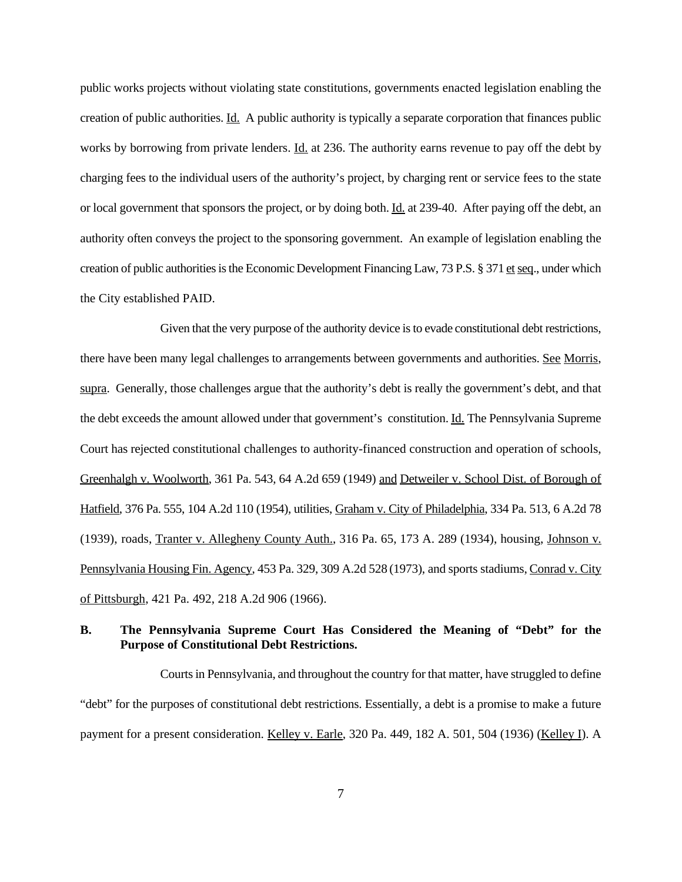public works projects without violating state constitutions, governments enacted legislation enabling the creation of public authorities. Id. A public authority is typically a separate corporation that finances public works by borrowing from private lenders. Id. at 236. The authority earns revenue to pay off the debt by charging fees to the individual users of the authority's project, by charging rent or service fees to the state or local government that sponsors the project, or by doing both. Id. at 239-40. After paying off the debt, an authority often conveys the project to the sponsoring government. An example of legislation enabling the creation of public authorities is the Economic Development Financing Law, 73 P.S. § 371 et seq., under which the City established PAID.

Given that the very purpose of the authority device is to evade constitutional debt restrictions, there have been many legal challenges to arrangements between governments and authorities. See Morris, supra. Generally, those challenges argue that the authority's debt is really the government's debt, and that the debt exceeds the amount allowed under that government's constitution. Id. The Pennsylvania Supreme Court has rejected constitutional challenges to authority-financed construction and operation of schools, Greenhalgh v. Woolworth, 361 Pa. 543, 64 A.2d 659 (1949) and Detweiler v. School Dist. of Borough of Hatfield, 376 Pa. 555, 104 A.2d 110 (1954), utilities, Graham v. City of Philadelphia, 334 Pa. 513, 6 A.2d 78 (1939), roads, Tranter v. Allegheny County Auth., 316 Pa. 65, 173 A. 289 (1934), housing, Johnson v. Pennsylvania Housing Fin. Agency, 453 Pa. 329, 309 A.2d 528 (1973), and sports stadiums, Conrad v. City of Pittsburgh, 421 Pa. 492, 218 A.2d 906 (1966).

### B. The Pennsylvania Supreme Court Has Considered the Meaning of "Debt" for the Purpose of Constitutional Debt Restrictions.

Courts in Pennsylvania, and throughout the country for that matter, have struggled to define "debt" for the purposes of constitutional debt restrictions. Essentially, a debt is a promise to make a future payment for a present consideration. Kelley v. Earle, 320 Pa. 449, 182 A. 501, 504 (1936) (Kelley I). A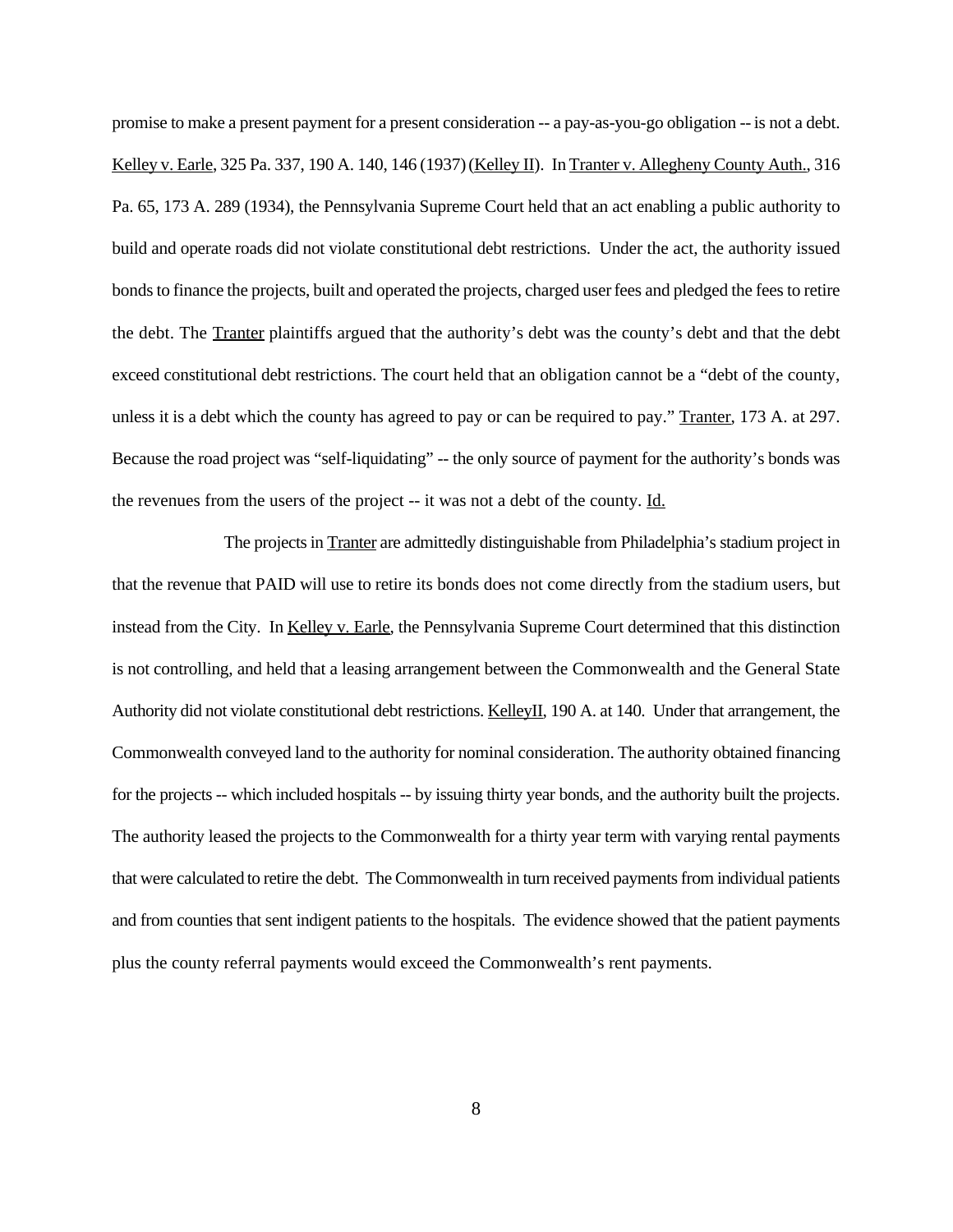promise to make a present payment for a present consideration -- a pay-as-you-go obligation -- is not a debt. Kelley v. Earle, 325 Pa. 337, 190 A. 140, 146 (1937) (Kelley II). In Tranter v. Allegheny County Auth., 316 Pa. 65, 173 A. 289 (1934), the Pennsylvania Supreme Court held that an act enabling a public authority to build and operate roads did not violate constitutional debt restrictions. Under the act, the authority issued bonds to finance the projects, built and operated the projects, charged user fees and pledged the fees to retire the debt. The Tranter plaintiffs argued that the authority's debt was the county's debt and that the debt exceed constitutional debt restrictions. The court held that an obligation cannot be a "debt of the county, unless it is a debt which the county has agreed to pay or can be required to pay." Tranter, 173 A. at 297. Because the road project was "self-liquidating" -- the only source of payment for the authority's bonds was the revenues from the users of the project -- it was not a debt of the county. Id.

The projects in Tranter are admittedly distinguishable from Philadelphia's stadium project in that the revenue that PAID will use to retire its bonds does not come directly from the stadium users, but instead from the City. In Kelley v. Earle, the Pennsylvania Supreme Court determined that this distinction is not controlling, and held that a leasing arrangement between the Commonwealth and the General State Authority did not violate constitutional debt restrictions. KelleyII, 190 A. at 140. Under that arrangement, the Commonwealth conveyed land to the authority for nominal consideration. The authority obtained financing for the projects -- which included hospitals -- by issuing thirty year bonds, and the authority built the projects. The authority leased the projects to the Commonwealth for a thirty year term with varying rental payments that were calculated to retire the debt. The Commonwealth in turn received payments from individual patients and from counties that sent indigent patients to the hospitals. The evidence showed that the patient payments plus the county referral payments would exceed the Commonwealth's rent payments.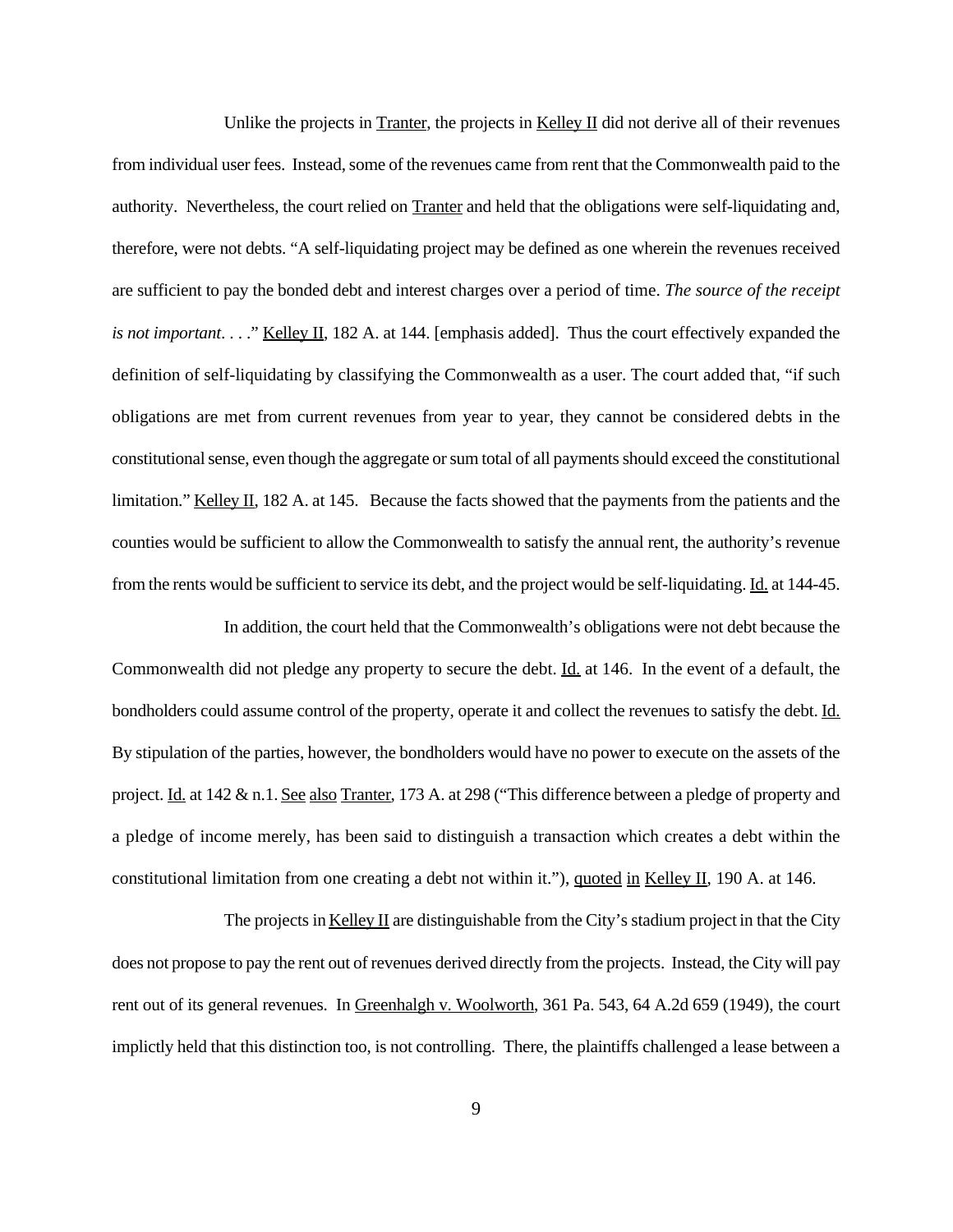Unlike the projects in Tranter, the projects in Kelley II did not derive all of their revenues from individual user fees. Instead, some of the revenues came from rent that the Commonwealth paid to the authority. Nevertheless, the court relied on Tranter and held that the obligations were self-liquidating and, therefore, were not debts. "A self-liquidating project may be defined as one wherein the revenues received are sufficient to pay the bonded debt and interest charges over a period of time. *The source of the receipt is not important*. . . ." Kelley II, 182 A. at 144. [emphasis added]. Thus the court effectively expanded the definition of self-liquidating by classifying the Commonwealth as a user. The court added that, "if such obligations are met from current revenues from year to year, they cannot be considered debts in the constitutional sense, even though the aggregate or sum total of all payments should exceed the constitutional limitation." Kelley II, 182 A. at 145. Because the facts showed that the payments from the patients and the counties would be sufficient to allow the Commonwealth to satisfy the annual rent, the authority's revenue from the rents would be sufficient to service its debt, and the project would be self-liquidating. Id. at 144-45.

In addition, the court held that the Commonwealth's obligations were not debt because the Commonwealth did not pledge any property to secure the debt. Id. at 146. In the event of a default, the bondholders could assume control of the property, operate it and collect the revenues to satisfy the debt. Id. By stipulation of the parties, however, the bondholders would have no power to execute on the assets of the project. Id. at 142 & n.1. See also Tranter, 173 A. at 298 ("This difference between a pledge of property and a pledge of income merely, has been said to distinguish a transaction which creates a debt within the constitutional limitation from one creating a debt not within it."), quoted in Kelley II, 190 A. at 146.

The projects in Kelley II are distinguishable from the City's stadium project in that the City does not propose to pay the rent out of revenues derived directly from the projects. Instead, the City will pay rent out of its general revenues. In Greenhalgh v. Woolworth, 361 Pa. 543, 64 A.2d 659 (1949), the court implictly held that this distinction too, is not controlling. There, the plaintiffs challenged a lease between a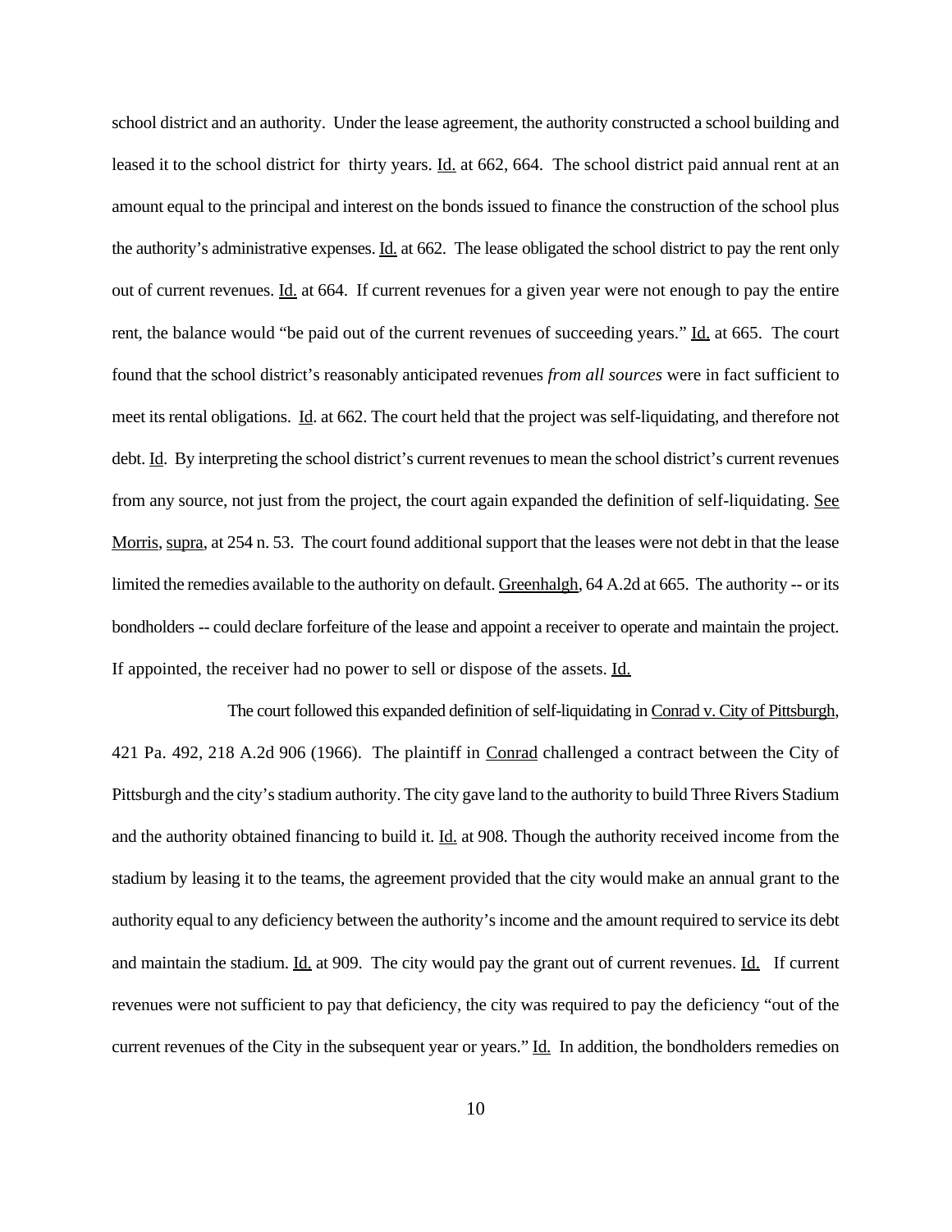school district and an authority. Under the lease agreement, the authority constructed a school building and leased it to the school district for thirty years. Id. at 662, 664. The school district paid annual rent at an amount equal to the principal and interest on the bonds issued to finance the construction of the school plus the authority's administrative expenses. Id. at 662. The lease obligated the school district to pay the rent only out of current revenues. Id. at 664. If current revenues for a given year were not enough to pay the entire rent, the balance would "be paid out of the current revenues of succeeding years." Id. at 665. The court found that the school district's reasonably anticipated revenues *from all sources* were in fact sufficient to meet its rental obligations. Id. at 662. The court held that the project was self-liquidating, and therefore not debt. Id. By interpreting the school district's current revenues to mean the school district's current revenues from any source, not just from the project, the court again expanded the definition of self-liquidating. See Morris, supra, at 254 n. 53. The court found additional support that the leases were not debt in that the lease limited the remedies available to the authority on default. Greenhalgh, 64 A.2d at 665. The authority -- or its bondholders -- could declare forfeiture of the lease and appoint a receiver to operate and maintain the project. If appointed, the receiver had no power to sell or dispose of the assets. Id.

The court followed this expanded definition of self-liquidating in Conrad v. City of Pittsburgh, 421 Pa. 492, 218 A.2d 906 (1966). The plaintiff in Conrad challenged a contract between the City of Pittsburgh and the city's stadium authority. The city gave land to the authority to build Three Rivers Stadium and the authority obtained financing to build it. Id. at 908. Though the authority received income from the stadium by leasing it to the teams, the agreement provided that the city would make an annual grant to the authority equal to any deficiency between the authority's income and the amount required to service its debt and maintain the stadium. Id. at 909. The city would pay the grant out of current revenues. Id. If current revenues were not sufficient to pay that deficiency, the city was required to pay the deficiency "out of the current revenues of the City in the subsequent year or years." Id. In addition, the bondholders remedies on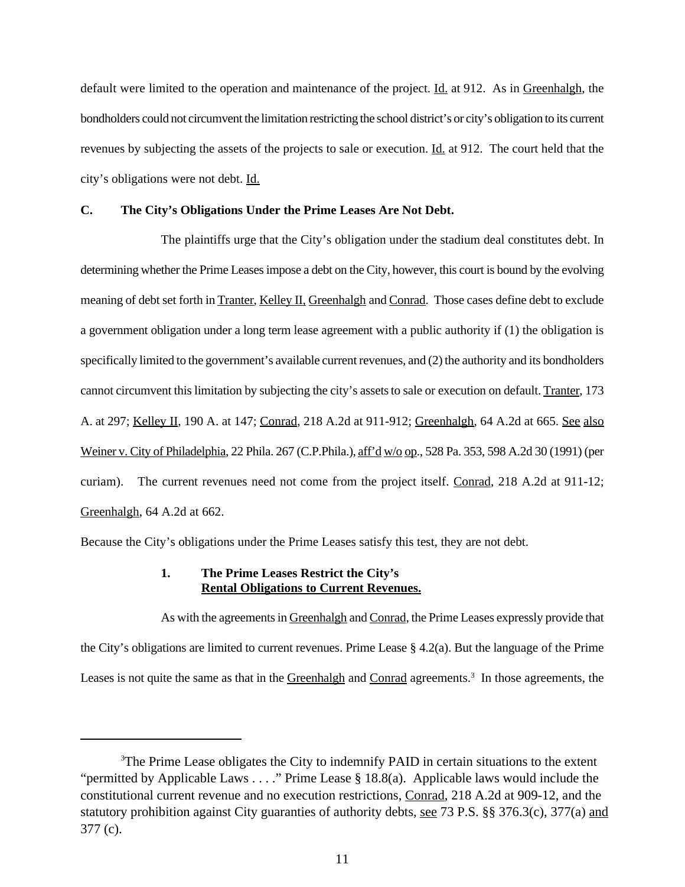default were limited to the operation and maintenance of the project. Id. at 912. As in Greenhalgh, the bondholders could not circumvent the limitation restricting the school district's or city's obligation to its current revenues by subjecting the assets of the projects to sale or execution. Id. at 912. The court held that the city's obligations were not debt. Id.

**C. The City's Obligations Under the Prime Leases Are Not Debt.**

The plaintiffs urge that the City's obligation under the stadium deal constitutes debt. In determining whether the Prime Leases impose a debt on the City, however, this court is bound by the evolving meaning of debt set forth in Tranter, Kelley II, Greenhalgh and Conrad. Those cases define debt to exclude a government obligation under a long term lease agreement with a public authority if (1) the obligation is specifically limited to the government's available current revenues, and (2) the authority and its bondholders cannot circumvent this limitation by subjecting the city's assets to sale or execution on default. Tranter, 173 A. at 297; Kelley II, 190 A. at 147; Conrad, 218 A.2d at 911-912; Greenhalgh, 64 A.2d at 665. See also Weiner v. City of Philadelphia, 22 Phila. 267 (C.P.Phila.), aff'd w/o op., 528 Pa. 353, 598 A.2d 30 (1991) (per curiam). The current revenues need not come from the project itself. Conrad, 218 A.2d at 911-12; Greenhalgh, 64 A.2d at 662.

Because the City's obligations under the Prime Leases satisfy this test, they are not debt.

**1. The Prime Leases Restrict the City's Rental Obligations to Current Revenues.**

As with the agreements in Greenhalgh and Conrad, the Prime Leases expressly provide that the City's obligations are limited to current revenues. Prime Lease § 4.2(a). But the language of the Prime Leases is not quite the same as that in the Greenhalgh and Conrad agreements.[3] In those agreements, the

[3]The Prime Lease obligates the City to indemnify PAID in certain situations to the extent "permitted by Applicable Laws . . . ." Prime Lease § 18.8(a). Applicable laws would include the constitutional current revenue and no execution restrictions, Conrad, 218 A.2d at 909-12, and the statutory prohibition against City guaranties of authority debts, see 73 P.S. §§ 376.3(c), 377(a) and 377 (c).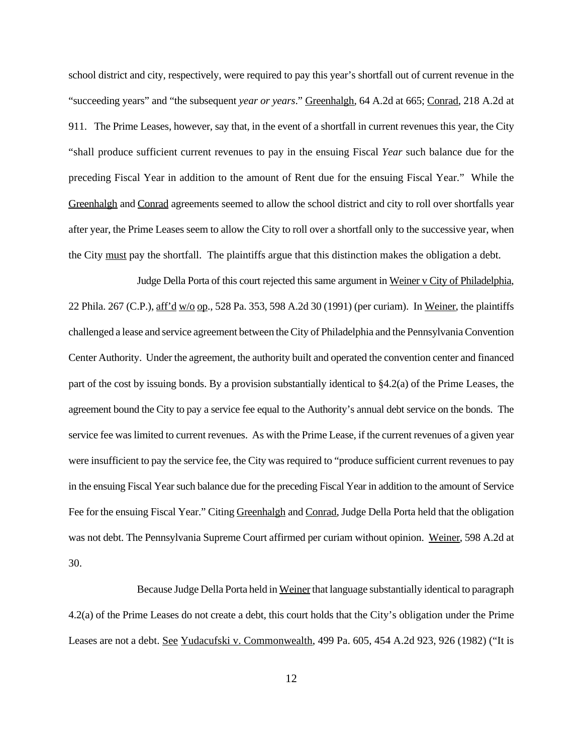school district and city, respectively, were required to pay this year's shortfall out of current revenue in the "succeeding years" and "the subsequent *year or years*." Greenhalgh, 64 A.2d at 665; Conrad, 218 A.2d at 911. The Prime Leases, however, say that, in the event of a shortfall in current revenues this year, the City "shall produce sufficient current revenues to pay in the ensuing Fiscal *Year* such balance due for the preceding Fiscal Year in addition to the amount of Rent due for the ensuing Fiscal Year." While the Greenhalgh and Conrad agreements seemed to allow the school district and city to roll over shortfalls year after year, the Prime Leases seem to allow the City to roll over a shortfall only to the successive year, when the City must pay the shortfall. The plaintiffs argue that this distinction makes the obligation a debt.

Judge Della Porta of this court rejected this same argument in Weiner v City of Philadelphia, 22 Phila. 267 (C.P.), aff'd w/o op., 528 Pa. 353, 598 A.2d 30 (1991) (per curiam). In Weiner, the plaintiffs challenged a lease and service agreement between the City of Philadelphia and the Pennsylvania Convention Center Authority. Under the agreement, the authority built and operated the convention center and financed part of the cost by issuing bonds. By a provision substantially identical to §4.2(a) of the Prime Leases, the agreement bound the City to pay a service fee equal to the Authority's annual debt service on the bonds. The service fee was limited to current revenues. As with the Prime Lease, if the current revenues of a given year were insufficient to pay the service fee, the City was required to "produce sufficient current revenues to pay in the ensuing Fiscal Year such balance due for the preceding Fiscal Year in addition to the amount of Service Fee for the ensuing Fiscal Year." Citing Greenhalgh and Conrad, Judge Della Porta held that the obligation was not debt. The Pennsylvania Supreme Court affirmed per curiam without opinion. Weiner, 598 A.2d at 30.

Because Judge Della Porta held in Weiner that language substantially identical to paragraph 4.2(a) of the Prime Leases do not create a debt, this court holds that the City's obligation under the Prime Leases are not a debt. See Yudacufski v. Commonwealth, 499 Pa. 605, 454 A.2d 923, 926 (1982) ("It is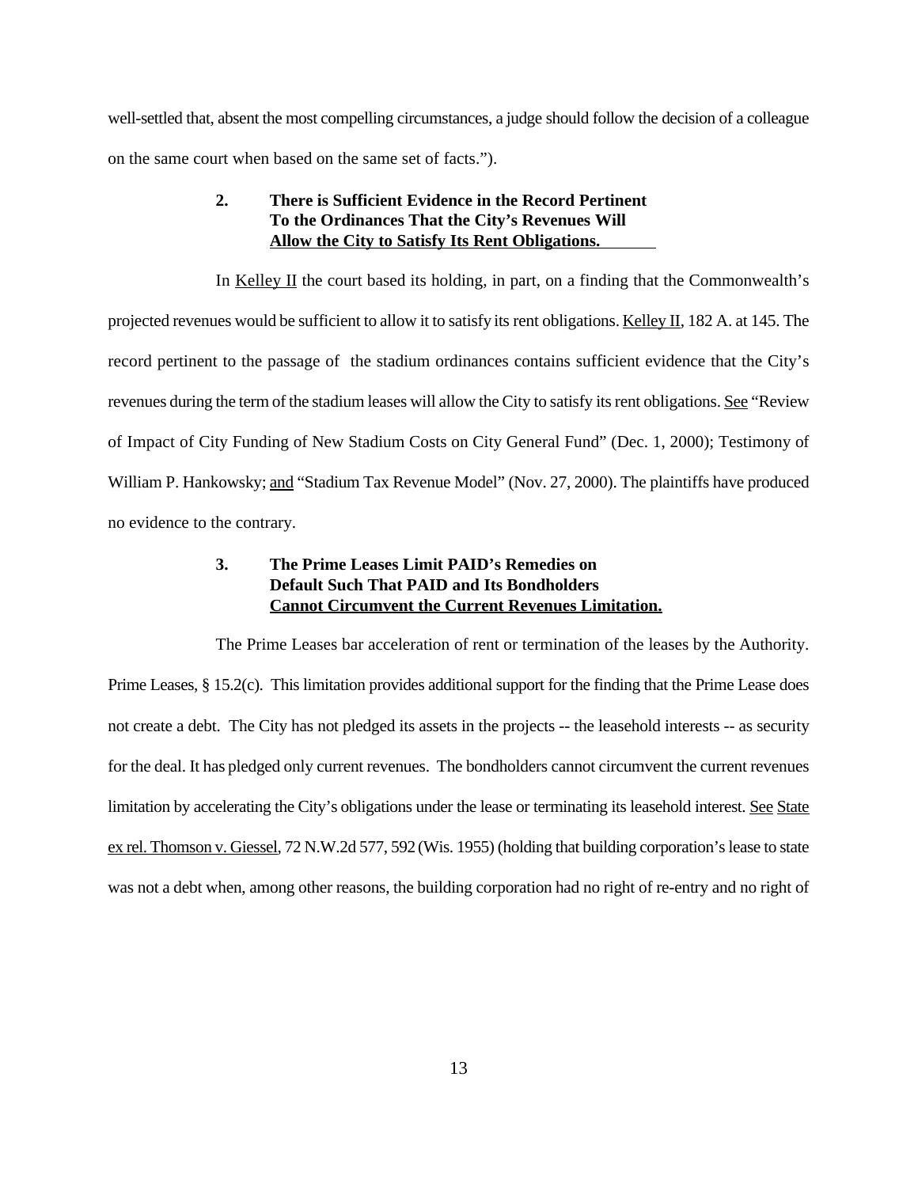well-settled that, absent the most compelling circumstances, a judge should follow the decision of a colleague on the same court when based on the same set of facts.").

### 2. There is Sufficient Evidence in the Record Pertinent To the Ordinances That the City's Revenues Will Allow the City to Satisfy Its Rent Obligations.

In Kelley II the court based its holding, in part, on a finding that the Commonwealth's projected revenues would be sufficient to allow it to satisfy its rent obligations. Kelley II, 182 A. at 145. The record pertinent to the passage of the stadium ordinances contains sufficient evidence that the City's revenues during the term of the stadium leases will allow the City to satisfy its rent obligations. See "Review of Impact of City Funding of New Stadium Costs on City General Fund" (Dec. 1, 2000); Testimony of William P. Hankowsky; and "Stadium Tax Revenue Model" (Nov. 27, 2000). The plaintiffs have produced no evidence to the contrary.

### 3. The Prime Leases Limit PAID's Remedies on Default Such That PAID and Its Bondholders Cannot Circumvent the Current Revenues Limitation.

The Prime Leases bar acceleration of rent or termination of the leases by the Authority. Prime Leases, § 15.2(c). This limitation provides additional support for the finding that the Prime Lease does not create a debt. The City has not pledged its assets in the projects -- the leasehold interests -- as security for the deal. It has pledged only current revenues. The bondholders cannot circumvent the current revenues limitation by accelerating the City's obligations under the lease or terminating its leasehold interest. See State ex rel. Thomson v. Giessel, 72 N.W.2d 577, 592 (Wis. 1955) (holding that building corporation's lease to state was not a debt when, among other reasons, the building corporation had no right of re-entry and no right of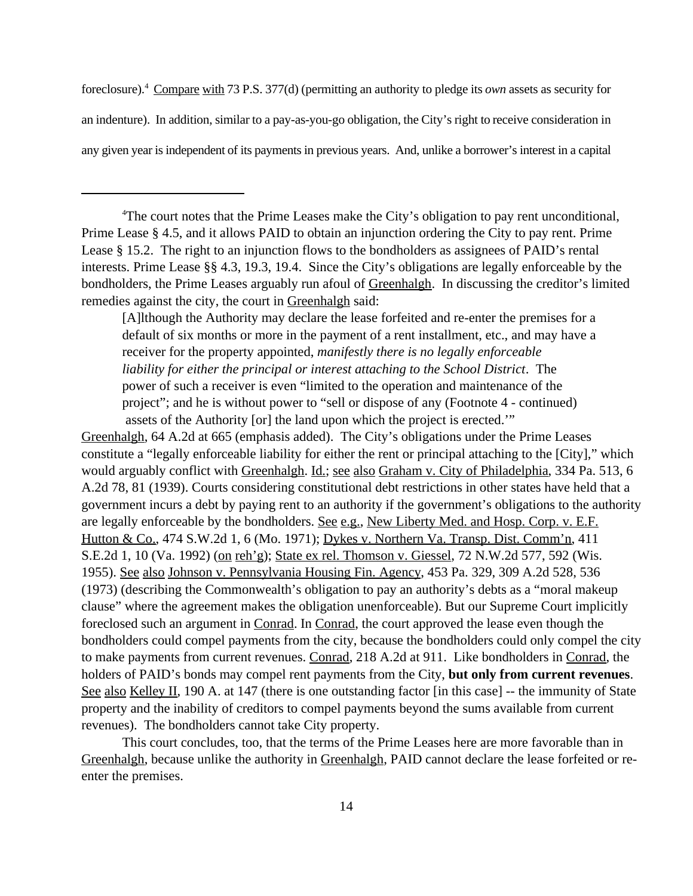foreclosure).[4] Compare with 73 P.S. 377(d) (permitting an authority to pledge its *own* assets as security for an indenture). In addition, similar to a pay-as-you-go obligation, the City's right to receive consideration in any given year is independent of its payments in previous years. And, unlike a borrower's interest in a capital

---

[4]The court notes that the Prime Leases make the City's obligation to pay rent unconditional, Prime Lease § 4.5, and it allows PAID to obtain an injunction ordering the City to pay rent. Prime Lease § 15.2. The right to an injunction flows to the bondholders as assignees of PAID's rental interests. Prime Lease §§ 4.3, 19.3, 19.4. Since the City's obligations are legally enforceable by the bondholders, the Prime Leases arguably run afoul of Greenhalgh. In discussing the creditor's limited remedies against the city, the court in Greenhalgh said:

> [A]lthough the Authority may declare the lease forfeited and re-enter the premises for a default of six months or more in the payment of a rent installment, etc., and may have a receiver for the property appointed, *manifestly there is no legally enforceable liability for either the principal or interest attaching to the School District*. The power of such a receiver is even "limited to the operation and maintenance of the project"; and he is without power to "sell or dispose of any (Footnote 4 - continued) assets of the Authority [or] the land upon which the project is erected.'"

Greenhalgh, 64 A.2d at 665 (emphasis added). The City's obligations under the Prime Leases constitute a "legally enforceable liability for either the rent or principal attaching to the [City]," which would arguably conflict with Greenhalgh. Id.; see also Graham v. City of Philadelphia, 334 Pa. 513, 6 A.2d 78, 81 (1939). Courts considering constitutional debt restrictions in other states have held that a government incurs a debt by paying rent to an authority if the government's obligations to the authority are legally enforceable by the bondholders. See e.g., New Liberty Med. and Hosp. Corp. v. E.F. Hutton & Co., 474 S.W.2d 1, 6 (Mo. 1971); Dykes v. Northern Va. Transp. Dist. Comm'n, 411 S.E.2d 1, 10 (Va. 1992) (on reh'g); State ex rel. Thomson v. Giessel, 72 N.W.2d 577, 592 (Wis. 1955). See also Johnson v. Pennsylvania Housing Fin. Agency, 453 Pa. 329, 309 A.2d 528, 536 (1973) (describing the Commonwealth's obligation to pay an authority's debts as a "moral makeup clause" where the agreement makes the obligation unenforceable). But our Supreme Court implicitly foreclosed such an argument in Conrad. In Conrad, the court approved the lease even though the bondholders could compel payments from the city, because the bondholders could only compel the city to make payments from current revenues. Conrad, 218 A.2d at 911. Like bondholders in Conrad, the holders of PAID's bonds may compel rent payments from the City, **but only from current revenues**. See also Kelley II, 190 A. at 147 (there is one outstanding factor [in this case] -- the immunity of State property and the inability of creditors to compel payments beyond the sums available from current revenues). The bondholders cannot take City property.

This court concludes, too, that the terms of the Prime Leases here are more favorable than in Greenhalgh, because unlike the authority in Greenhalgh, PAID cannot declare the lease forfeited or re-enter the premises.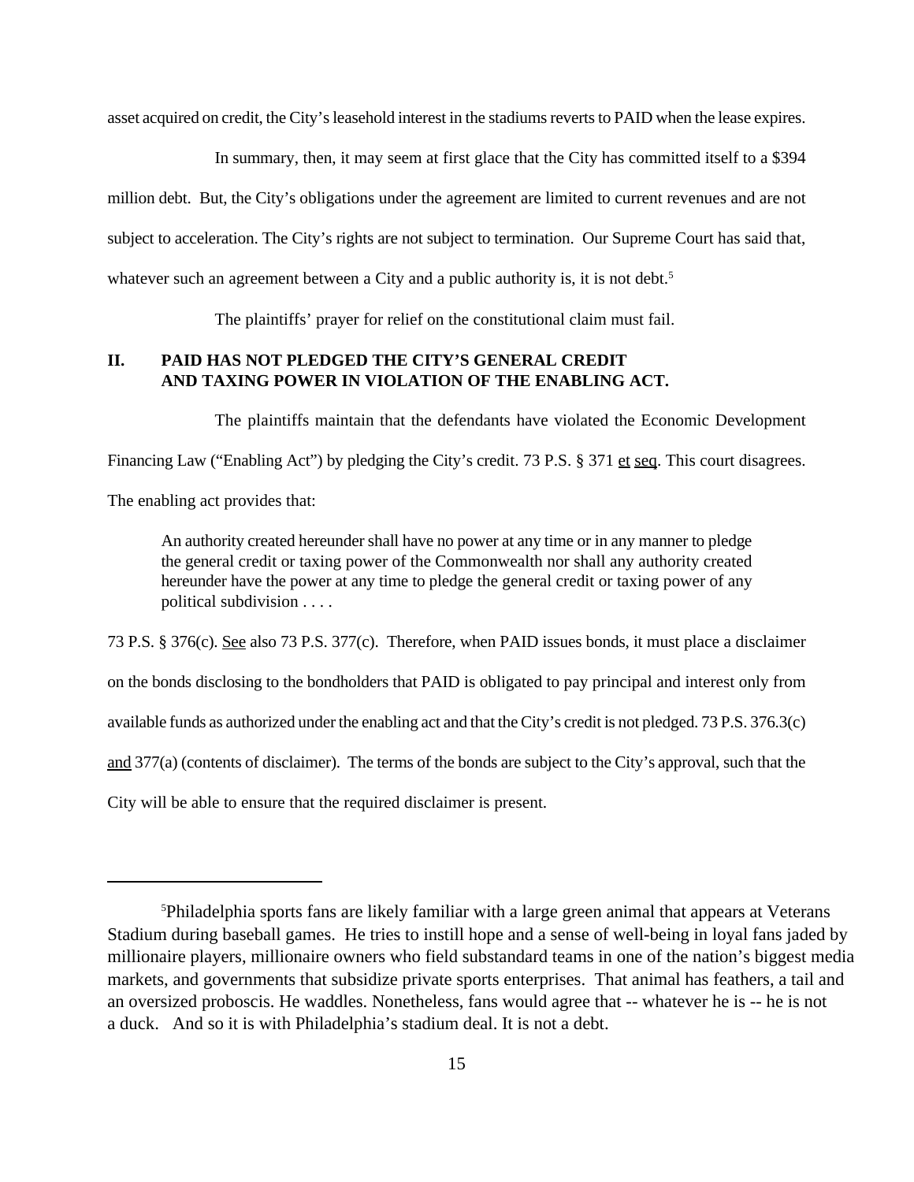asset acquired on credit, the City's leasehold interest in the stadiums reverts to PAID when the lease expires.

In summary, then, it may seem at first glace that the City has committed itself to a $394 million debt. But, the City's obligations under the agreement are limited to current revenues and are not subject to acceleration. The City's rights are not subject to termination. Our Supreme Court has said that, whatever such an agreement between a City and a public authority is, it is not debt.[5]

The plaintiffs' prayer for relief on the constitutional claim must fail.

## II. PAID HAS NOT PLEDGED THE CITY'S GENERAL CREDIT AND TAXING POWER IN VIOLATION OF THE ENABLING ACT.

The plaintiffs maintain that the defendants have violated the Economic Development Financing Law ("Enabling Act") by pledging the City's credit. 73 P.S. § 371 et seq. This court disagrees. The enabling act provides that:

> An authority created hereunder shall have no power at any time or in any manner to pledge the general credit or taxing power of the Commonwealth nor shall any authority created hereunder have the power at any time to pledge the general credit or taxing power of any political subdivision . . . .

73 P.S. § 376(c). See also 73 P.S. 377(c). Therefore, when PAID issues bonds, it must place a disclaimer on the bonds disclosing to the bondholders that PAID is obligated to pay principal and interest only from available funds as authorized under the enabling act and that the City's credit is not pledged. 73 P.S. 376.3(c) and 377(a) (contents of disclaimer). The terms of the bonds are subject to the City's approval, such that the City will be able to ensure that the required disclaimer is present.

---

[5] Philadelphia sports fans are likely familiar with a large green animal that appears at Veterans Stadium during baseball games. He tries to instill hope and a sense of well-being in loyal fans jaded by millionaire players, millionaire owners who field substandard teams in one of the nation's biggest media markets, and governments that subsidize private sports enterprises. That animal has feathers, a tail and an oversized proboscis. He waddles. Nonetheless, fans would agree that -- whatever he is -- he is not a duck. And so it is with Philadelphia's stadium deal. It is not a debt.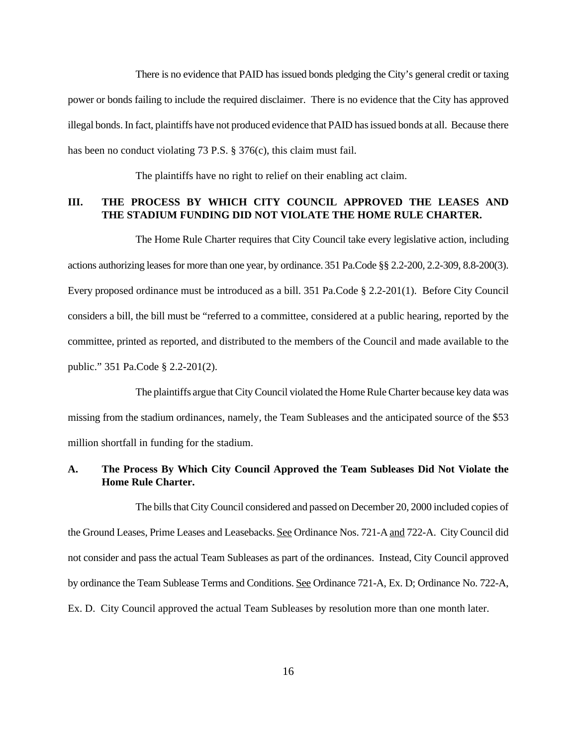There is no evidence that PAID has issued bonds pledging the City's general credit or taxing power or bonds failing to include the required disclaimer. There is no evidence that the City has approved illegal bonds. In fact, plaintiffs have not produced evidence that PAID has issued bonds at all. Because there has been no conduct violating 73 P.S. § 376(c), this claim must fail.

The plaintiffs have no right to relief on their enabling act claim.

## III. THE PROCESS BY WHICH CITY COUNCIL APPROVED THE LEASES AND THE STADIUM FUNDING DID NOT VIOLATE THE HOME RULE CHARTER.

The Home Rule Charter requires that City Council take every legislative action, including actions authorizing leases for more than one year, by ordinance. 351 Pa.Code §§ 2.2-200, 2.2-309, 8.8-200(3). Every proposed ordinance must be introduced as a bill. 351 Pa.Code § 2.2-201(1). Before City Council considers a bill, the bill must be "referred to a committee, considered at a public hearing, reported by the committee, printed as reported, and distributed to the members of the Council and made available to the public." 351 Pa.Code § 2.2-201(2).

The plaintiffs argue that City Council violated the Home Rule Charter because key data was missing from the stadium ordinances, namely, the Team Subleases and the anticipated source of the $53 million shortfall in funding for the stadium.

### A. The Process By Which City Council Approved the Team Subleases Did Not Violate the Home Rule Charter.

The bills that City Council considered and passed on December 20, 2000 included copies of the Ground Leases, Prime Leases and Leasebacks. See Ordinance Nos. 721-A and 722-A. City Council did not consider and pass the actual Team Subleases as part of the ordinances. Instead, City Council approved by ordinance the Team Sublease Terms and Conditions. See Ordinance 721-A, Ex. D; Ordinance No. 722-A, Ex. D. City Council approved the actual Team Subleases by resolution more than one month later.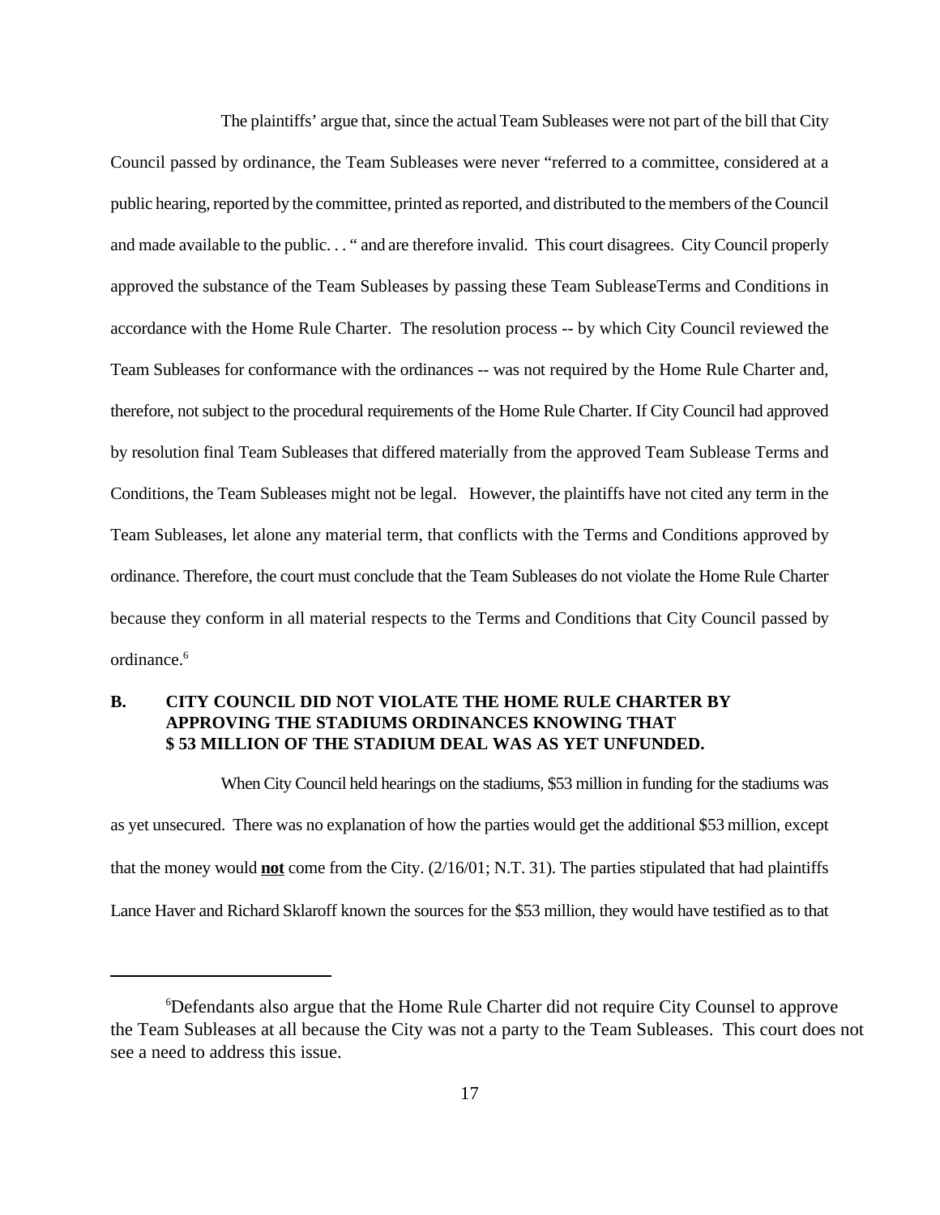The plaintiffs' argue that, since the actual Team Subleases were not part of the bill that City Council passed by ordinance, the Team Subleases were never "referred to a committee, considered at a public hearing, reported by the committee, printed as reported, and distributed to the members of the Council and made available to the public. . . " and are therefore invalid. This court disagrees. City Council properly approved the substance of the Team Subleases by passing these Team SubleaseTerms and Conditions in accordance with the Home Rule Charter. The resolution process -- by which City Council reviewed the Team Subleases for conformance with the ordinances -- was not required by the Home Rule Charter and, therefore, not subject to the procedural requirements of the Home Rule Charter. If City Council had approved by resolution final Team Subleases that differed materially from the approved Team Sublease Terms and Conditions, the Team Subleases might not be legal. However, the plaintiffs have not cited any term in the Team Subleases, let alone any material term, that conflicts with the Terms and Conditions approved by ordinance. Therefore, the court must conclude that the Team Subleases do not violate the Home Rule Charter because they conform in all material respects to the Terms and Conditions that City Council passed by ordinance.[6]

## B. CITY COUNCIL DID NOT VIOLATE THE HOME RULE CHARTER BY APPROVING THE STADIUMS ORDINANCES KNOWING THAT $ 53 MILLION OF THE STADIUM DEAL WAS AS YET UNFUNDED.

When City Council held hearings on the stadiums, $53 million in funding for the stadiums was as yet unsecured. There was no explanation of how the parties would get the additional $53 million, except that the money would **not** come from the City. (2/16/01; N.T. 31). The parties stipulated that had plaintiffs Lance Haver and Richard Sklaroff known the sources for the $53 million, they would have testified as to that

---

[6] Defendants also argue that the Home Rule Charter did not require City Counsel to approve the Team Subleases at all because the City was not a party to the Team Subleases. This court does not see a need to address this issue.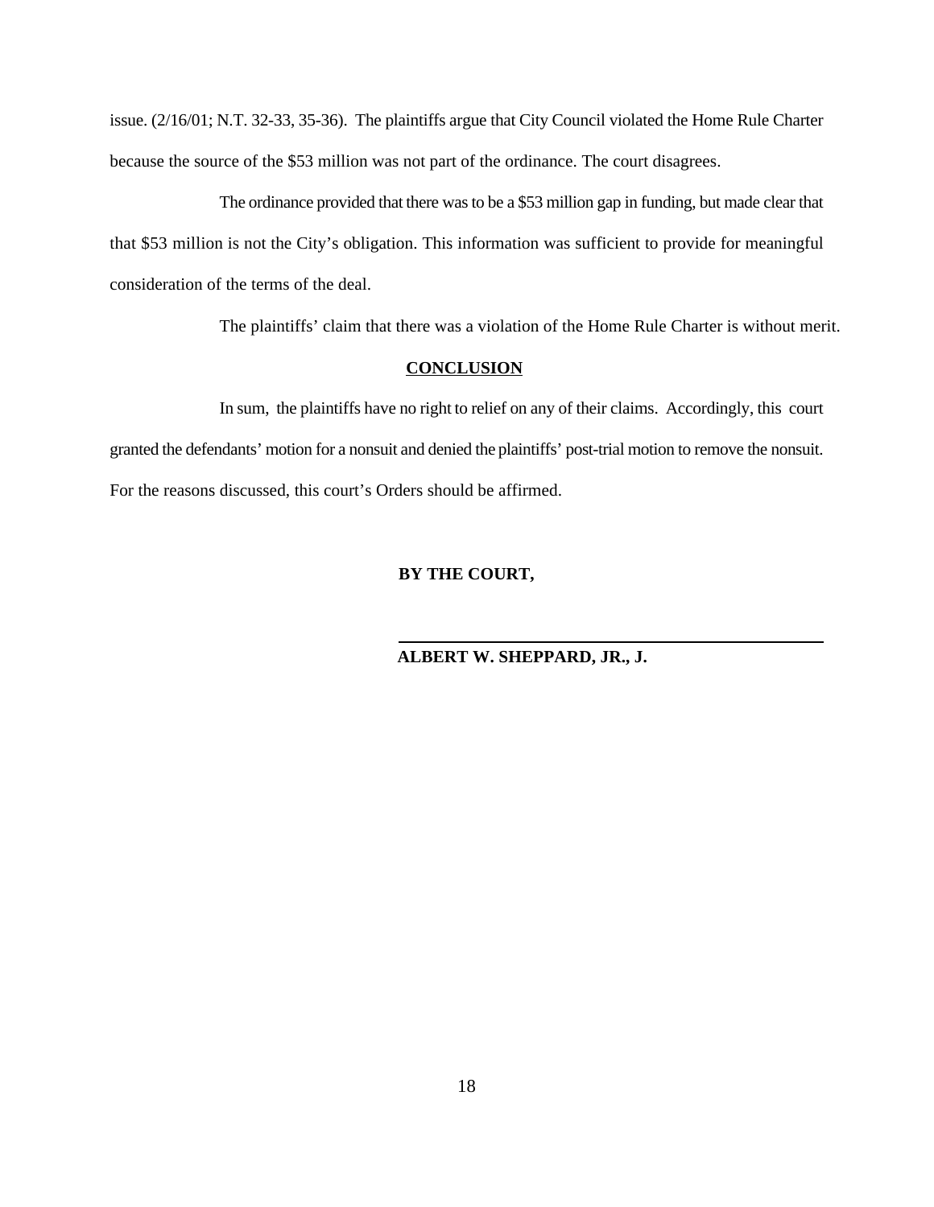issue. (2/16/01; N.T. 32-33, 35-36). The plaintiffs argue that City Council violated the Home Rule Charter because the source of the $53 million was not part of the ordinance. The court disagrees.

The ordinance provided that there was to be a $53 million gap in funding, but made clear that that $53 million is not the City's obligation. This information was sufficient to provide for meaningful consideration of the terms of the deal.

The plaintiffs' claim that there was a violation of the Home Rule Charter is without merit.

## CONCLUSION

In sum, the plaintiffs have no right to relief on any of their claims. Accordingly, this court granted the defendants' motion for a nonsuit and denied the plaintiffs' post-trial motion to remove the nonsuit. For the reasons discussed, this court's Orders should be affirmed.

**BY THE COURT,**

**ALBERT W. SHEPPARD, JR., J.**